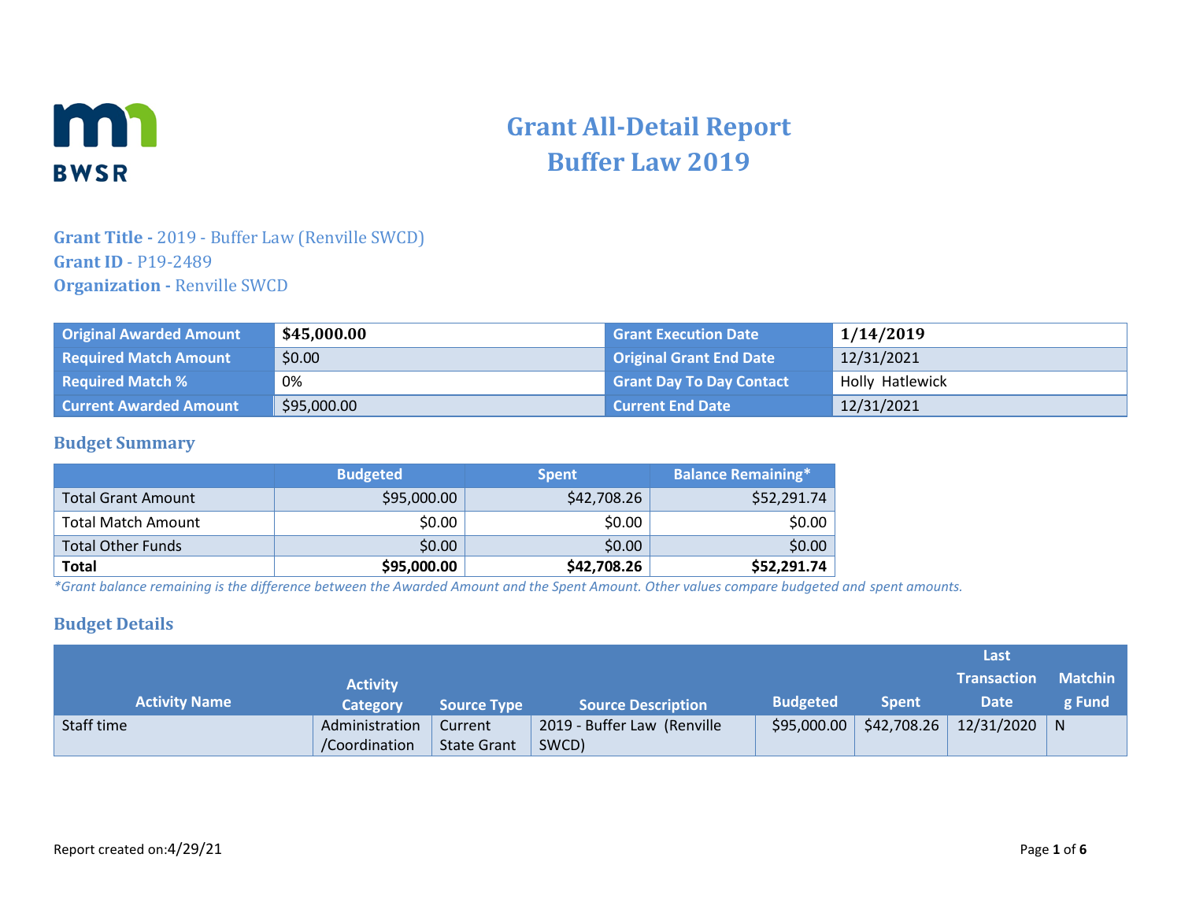# Grant All-Detail Report
# Buffer Law 2019

**Grant Title -** 2019 - Buffer Law (Renville SWCD)
**Grant ID** - P19-2489
**Organization -** Renville SWCD

| Original Awarded Amount | **$45,000.00** | Grant Execution Date | **1/14/2019** |
|---|---|---|---|
| Required Match Amount | $0.00 | Original Grant End Date | 12/31/2021 |
| Required Match % | 0% | Grant Day To Day Contact | Holly Hatlewick |
| Current Awarded Amount | $95,000.00 | Current End Date | 12/31/2021 |

## Budget Summary

| | Budgeted | Spent | Balance Remaining* |
|---|---|---|---|
| Total Grant Amount | $95,000.00 | $42,708.26 | $52,291.74 |
| Total Match Amount | $0.00 | $0.00 | $0.00 |
| Total Other Funds | $0.00 | $0.00 | $0.00 |
| **Total** | **$95,000.00** | **$42,708.26** | **$52,291.74** |

*\*Grant balance remaining is the difference between the Awarded Amount and the Spent Amount. Other values compare budgeted and spent amounts.*

## Budget Details

| Activity Name | Activity Category | Source Type | Source Description | Budgeted | Spent | Last Transaction Date | Matching Fund |
|---|---|---|---|---|---|---|---|
| Staff time | Administration /Coordination | Current State Grant | 2019 - Buffer Law (Renville SWCD) | $95,000.00 | $42,708.26 | 12/31/2020 | N |

Report created on:4/29/21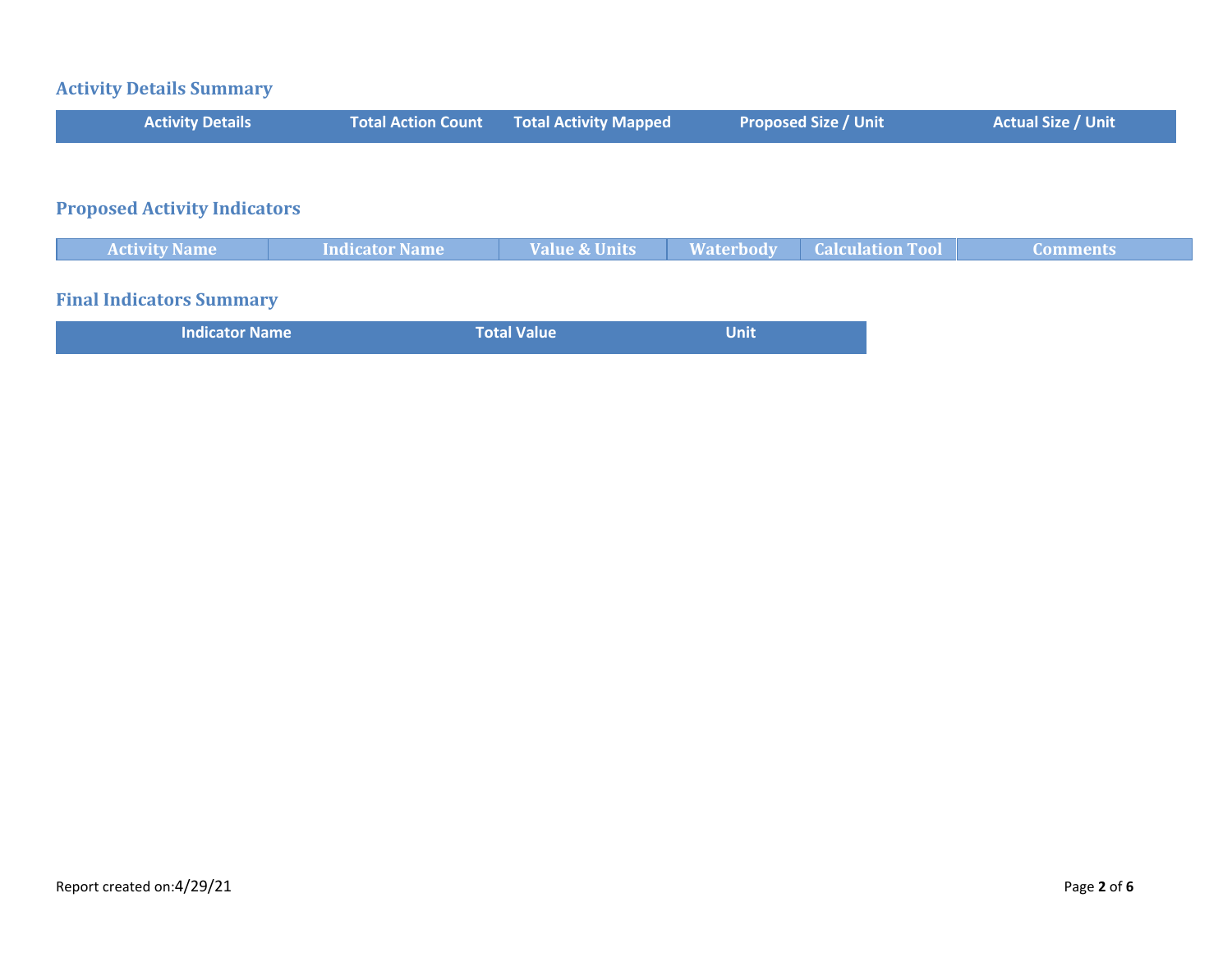## Activity Details Summary

| Activity Details | Total Action Count | Total Activity Mapped | Proposed Size / Unit | Actual Size / Unit |
|---|---|---|---|---|

## Proposed Activity Indicators

| Activity Name | Indicator Name | Value & Units | Waterbody | Calculation Tool | Comments |
|---|---|---|---|---|---|

## Final Indicators Summary

| Indicator Name | Total Value | Unit |
|---|---|---|

Report created on:4/29/21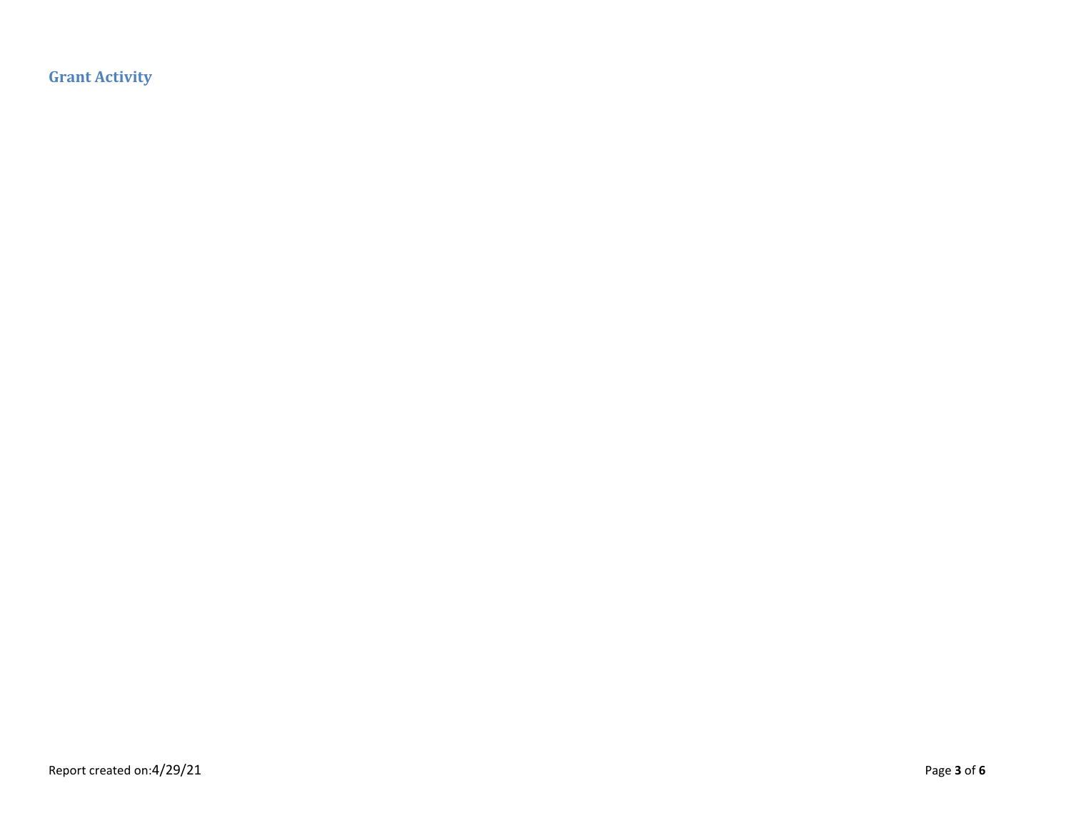## Grant Activity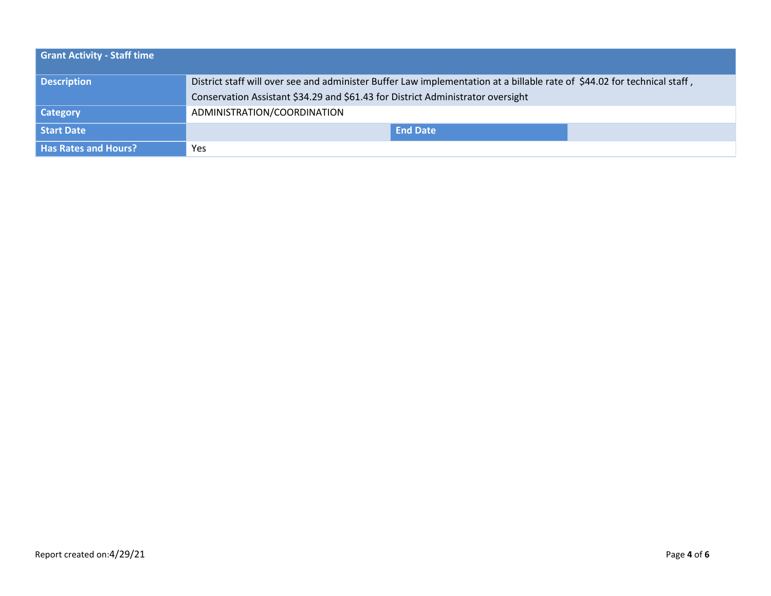| Grant Activity - Staff time | | | |
|---|---|---|---|
| Description | District staff will over see and administer Buffer Law implementation at a billable rate of $44.02 for technical staff , Conservation Assistant $34.29 and $61.43 for District Administrator oversight | | |
| Category | ADMINISTRATION/COORDINATION | | |
| Start Date | | End Date | |
| Has Rates and Hours? | Yes | | |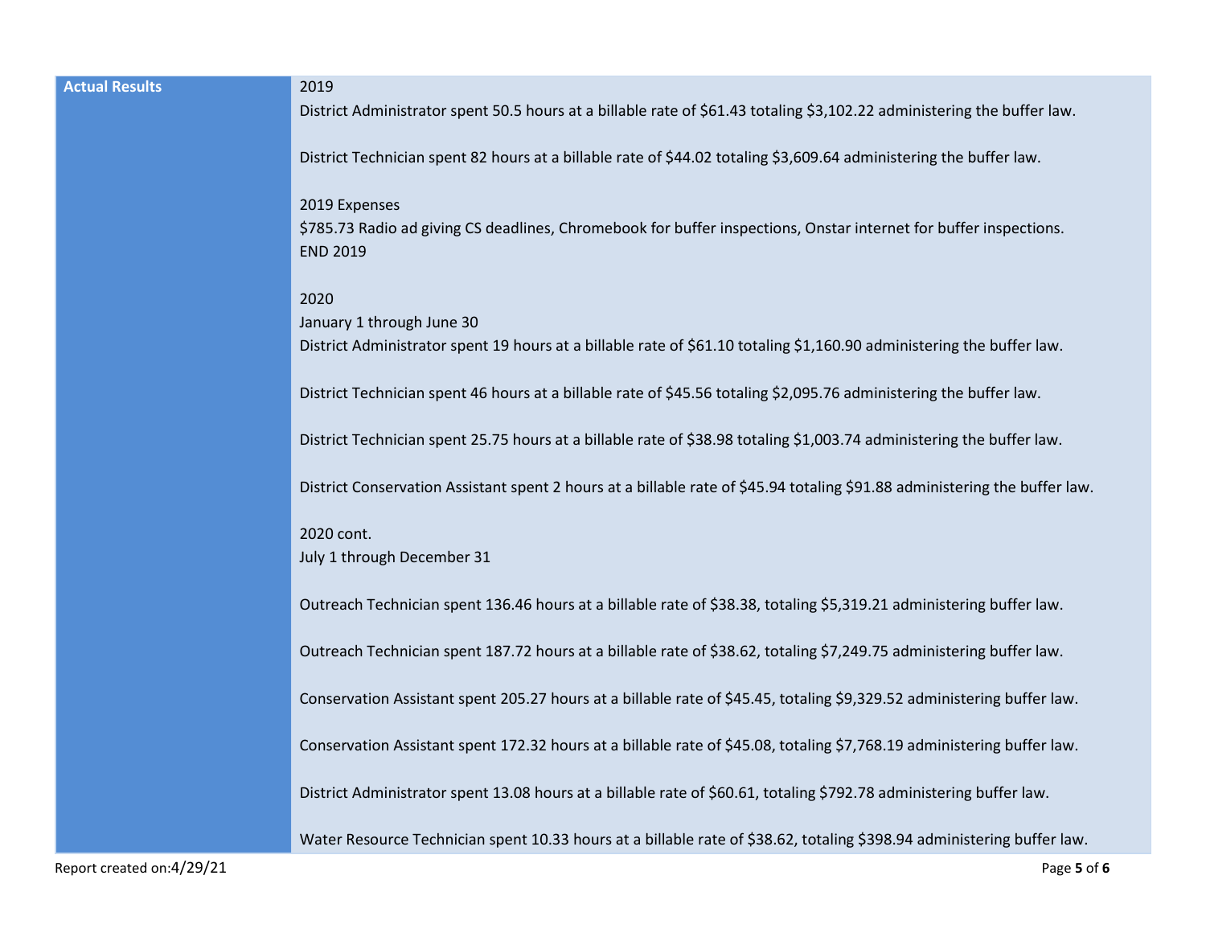| Actual Results | 2019<br>District Administrator spent 50.5 hours at a billable rate of $61.43 totaling $3,102.22 administering the buffer law.<br><br>District Technician spent 82 hours at a billable rate of $44.02 totaling $3,609.64 administering the buffer law.<br><br>2019 Expenses<br>$785.73 Radio ad giving CS deadlines, Chromebook for buffer inspections, Onstar internet for buffer inspections.<br>END 2019<br><br>2020<br>January 1 through June 30<br>District Administrator spent 19 hours at a billable rate of $61.10 totaling $1,160.90 administering the buffer law.<br><br>District Technician spent 46 hours at a billable rate of $45.56 totaling $2,095.76 administering the buffer law.<br><br>District Technician spent 25.75 hours at a billable rate of $38.98 totaling $1,003.74 administering the buffer law.<br><br>District Conservation Assistant spent 2 hours at a billable rate of $45.94 totaling $91.88 administering the buffer law.<br><br>2020 cont.<br>July 1 through December 31<br><br>Outreach Technician spent 136.46 hours at a billable rate of $38.38, totaling $5,319.21 administering buffer law.<br><br>Outreach Technician spent 187.72 hours at a billable rate of $38.62, totaling $7,249.75 administering buffer law.<br><br>Conservation Assistant spent 205.27 hours at a billable rate of $45.45, totaling $9,329.52 administering buffer law.<br><br>Conservation Assistant spent 172.32 hours at a billable rate of $45.08, totaling $7,768.19 administering buffer law.<br><br>District Administrator spent 13.08 hours at a billable rate of $60.61, totaling $792.78 administering buffer law.<br><br>Water Resource Technician spent 10.33 hours at a billable rate of $38.62, totaling $398.94 administering buffer law. |
|---|---|

Report created on:4/29/21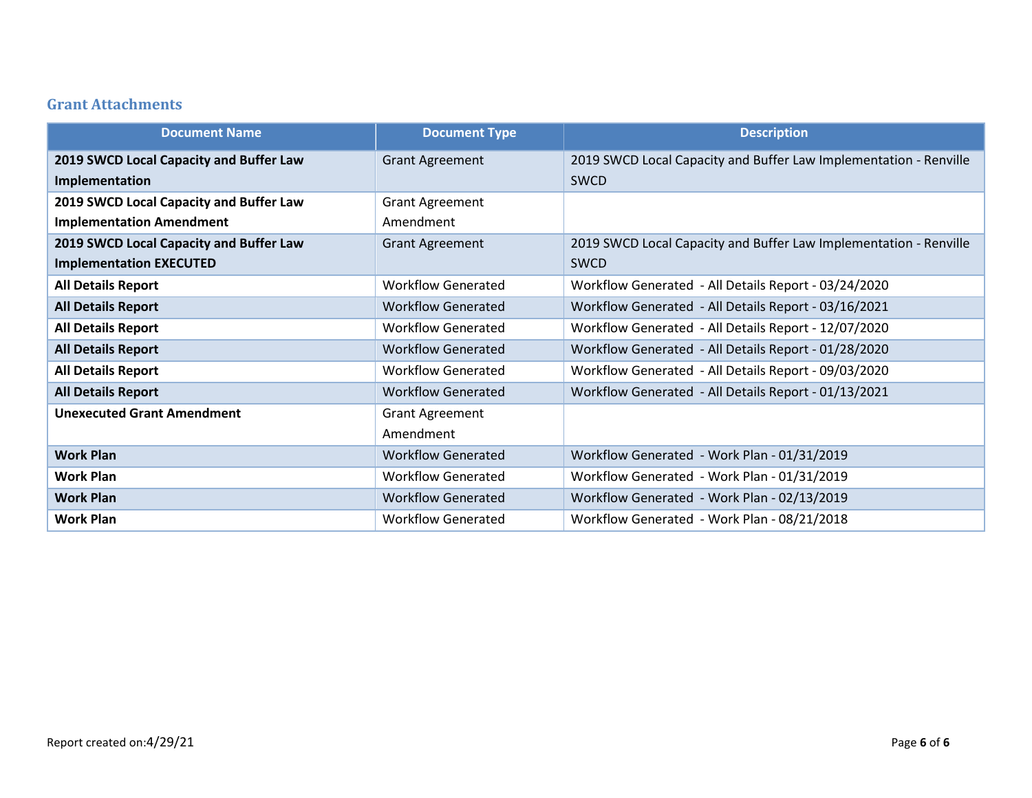## Grant Attachments

| Document Name | Document Type | Description |
|---|---|---|
| **2019 SWCD Local Capacity and Buffer Law Implementation** | Grant Agreement | 2019 SWCD Local Capacity and Buffer Law Implementation - Renville SWCD |
| **2019 SWCD Local Capacity and Buffer Law Implementation Amendment** | Grant Agreement Amendment | |
| **2019 SWCD Local Capacity and Buffer Law Implementation EXECUTED** | Grant Agreement | 2019 SWCD Local Capacity and Buffer Law Implementation - Renville SWCD |
| **All Details Report** | Workflow Generated | Workflow Generated - All Details Report - 03/24/2020 |
| **All Details Report** | Workflow Generated | Workflow Generated - All Details Report - 03/16/2021 |
| **All Details Report** | Workflow Generated | Workflow Generated - All Details Report - 12/07/2020 |
| **All Details Report** | Workflow Generated | Workflow Generated - All Details Report - 01/28/2020 |
| **All Details Report** | Workflow Generated | Workflow Generated - All Details Report - 09/03/2020 |
| **All Details Report** | Workflow Generated | Workflow Generated - All Details Report - 01/13/2021 |
| **Unexecuted Grant Amendment** | Grant Agreement Amendment | |
| **Work Plan** | Workflow Generated | Workflow Generated - Work Plan - 01/31/2019 |
| **Work Plan** | Workflow Generated | Workflow Generated - Work Plan - 01/31/2019 |
| **Work Plan** | Workflow Generated | Workflow Generated - Work Plan - 02/13/2019 |
| **Work Plan** | Workflow Generated | Workflow Generated - Work Plan - 08/21/2018 |

Report created on:4/29/21